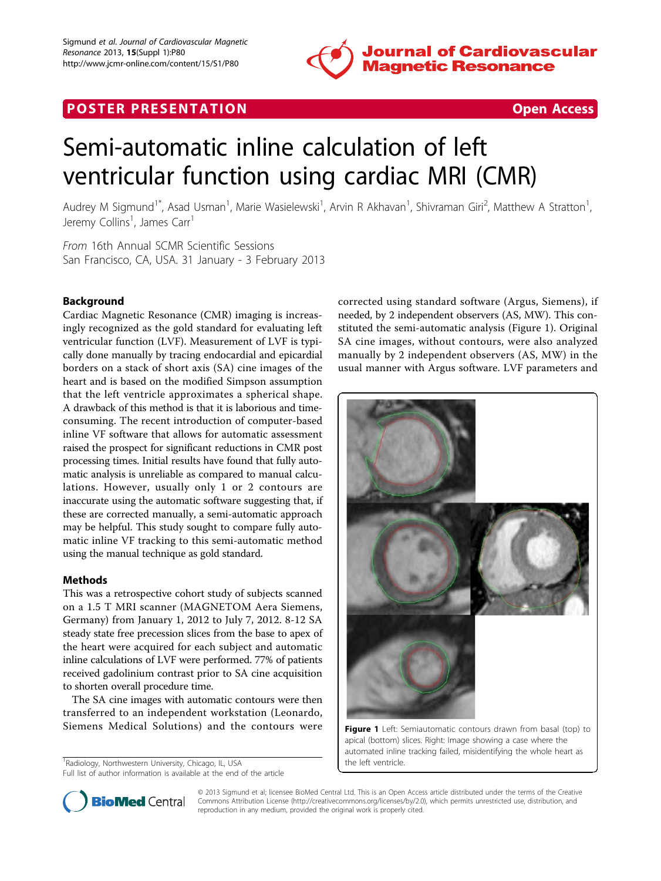POSTER PRESENTATION Open Access

# Semi-automatic inline calculation of left ventricular function using cardiac MRI (CMR)

Audrey M Sigmund[1*], Asad Usman[1], Marie Wasielewski[1], Arvin R Akhavan[1], Shivraman Giri[2], Matthew A Stratton[1], Jeremy Collins[1], James Carr[1]

*From* 16th Annual SCMR Scientific Sessions
San Francisco, CA, USA. 31 January - 3 February 2013

## Background

Cardiac Magnetic Resonance (CMR) imaging is increasingly recognized as the gold standard for evaluating left ventricular function (LVF). Measurement of LVF is typically done manually by tracing endocardial and epicardial borders on a stack of short axis (SA) cine images of the heart and is based on the modified Simpson assumption that the left ventricle approximates a spherical shape. A drawback of this method is that it is laborious and time-consuming. The recent introduction of computer-based inline VF software that allows for automatic assessment raised the prospect for significant reductions in CMR post processing times. Initial results have found that fully automatic analysis is unreliable as compared to manual calculations. However, usually only 1 or 2 contours are inaccurate using the automatic software suggesting that, if these are corrected manually, a semi-automatic approach may be helpful. This study sought to compare fully automatic inline VF tracking to this semi-automatic method using the manual technique as gold standard.

## Methods

This was a retrospective cohort study of subjects scanned on a 1.5 T MRI scanner (MAGNETOM Aera Siemens, Germany) from January 1, 2012 to July 7, 2012. 8-12 SA steady state free precession slices from the base to apex of the heart were acquired for each subject and automatic inline calculations of LVF were performed. 77% of patients received gadolinium contrast prior to SA cine acquisition to shorten overall procedure time.

The SA cine images with automatic contours were then transferred to an independent workstation (Leonardo, Siemens Medical Solutions) and the contours were corrected using standard software (Argus, Siemens), if needed, by 2 independent observers (AS, MW). This constituted the semi-automatic analysis (Figure 1). Original SA cine images, without contours, were also analyzed manually by 2 independent observers (AS, MW) in the usual manner with Argus software. LVF parameters and

**Figure 1** Left: Semiautomatic contours drawn from basal (top) to apical (bottom) slices. Right: Image showing a case where the automated inline tracking failed, misidentifying the whole heart as the left ventricle.

[1]Radiology, Northwestern University, Chicago, IL, USA
Full list of author information is available at the end of the article

© 2013 Sigmund et al; licensee BioMed Central Ltd. This is an Open Access article distributed under the terms of the Creative Commons Attribution License (http://creativecommons.org/licenses/by/2.0), which permits unrestricted use, distribution, and reproduction in any medium, provided the original work is properly cited.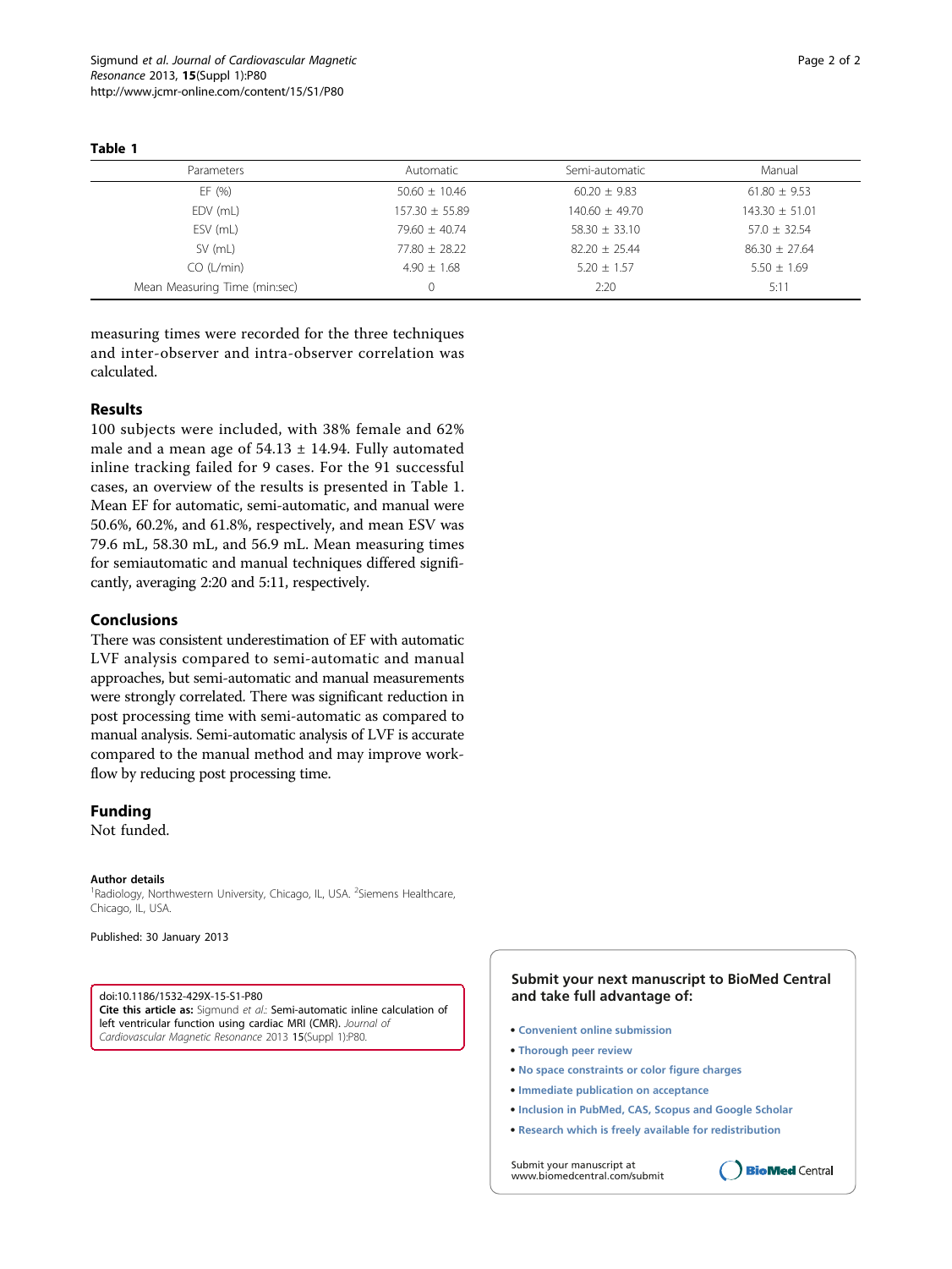**Table 1**

| Parameters | Automatic | Semi-automatic | Manual |
|---|---|---|---|
| EF (%) | 50.60 ± 10.46 | 60.20 ± 9.83 | 61.80 ± 9.53 |
| EDV (mL) | 157.30 ± 55.89 | 140.60 ± 49.70 | 143.30 ± 51.01 |
| ESV (mL) | 79.60 ± 40.74 | 58.30 ± 33.10 | 57.0 ± 32.54 |
| SV (mL) | 77.80 ± 28.22 | 82.20 ± 25.44 | 86.30 ± 27.64 |
| CO (L/min) | 4.90 ± 1.68 | 5.20 ± 1.57 | 5.50 ± 1.69 |
| Mean Measuring Time (min:sec) | 0 | 2:20 | 5:11 |

measuring times were recorded for the three techniques and inter-observer and intra-observer correlation was calculated.

## Results

100 subjects were included, with 38% female and 62% male and a mean age of 54.13 ± 14.94. Fully automated inline tracking failed for 9 cases. For the 91 successful cases, an overview of the results is presented in Table 1. Mean EF for automatic, semi-automatic, and manual were 50.6%, 60.2%, and 61.8%, respectively, and mean ESV was 79.6 mL, 58.30 mL, and 56.9 mL. Mean measuring times for semiautomatic and manual techniques differed significantly, averaging 2:20 and 5:11, respectively.

## Conclusions

There was consistent underestimation of EF with automatic LVF analysis compared to semi-automatic and manual approaches, but semi-automatic and manual measurements were strongly correlated. There was significant reduction in post processing time with semi-automatic as compared to manual analysis. Semi-automatic analysis of LVF is accurate compared to the manual method and may improve workflow by reducing post processing time.

## Funding

Not funded.

**Author details**

[1]Radiology, Northwestern University, Chicago, IL, USA. [2]Siemens Healthcare, Chicago, IL, USA.

Published: 30 January 2013

doi:10.1186/1532-429X-15-S1-P80

**Cite this article as:** Sigmund *et al.*: Semi-automatic inline calculation of left ventricular function using cardiac MRI (CMR). *Journal of Cardiovascular Magnetic Resonance* 2013 15(Suppl 1):P80.

**Submit your next manuscript to BioMed Central and take full advantage of:**

- Convenient online submission
- Thorough peer review
- No space constraints or color figure charges
- Immediate publication on acceptance
- Inclusion in PubMed, CAS, Scopus and Google Scholar
- Research which is freely available for redistribution

Submit your manuscript at www.biomedcentral.com/submit

BioMed Central